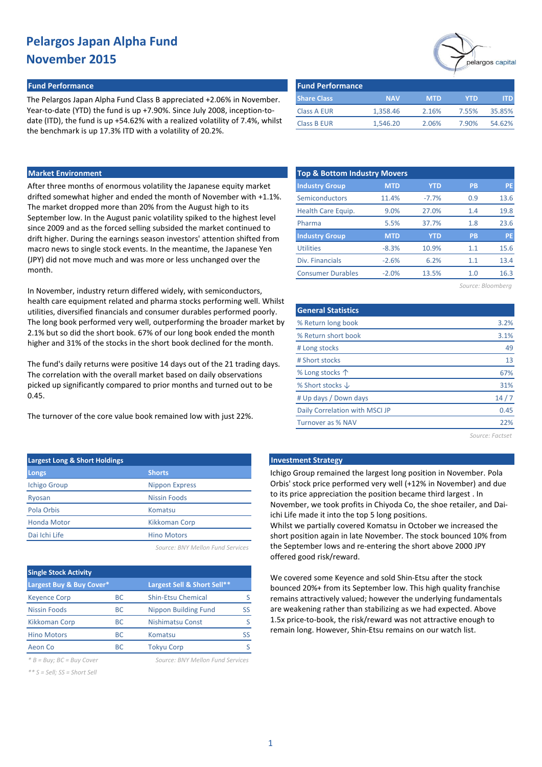# Pelargos Japan Alpha Fund
# November 2015

pelargos capital

## Fund Performance

The Pelargos Japan Alpha Fund Class B appreciated +2.06% in November. Year-to-date (YTD) the fund is up +7.90%. Since July 2008, inception-to-date (ITD), the fund is up +54.62% with a realized volatility of 7.4%, whilst the benchmark is up 17.3% ITD with a volatility of 20.2%.

| Share Class | NAV | MTD | YTD | ITD |
|---|---|---|---|---|
| Class A EUR | 1,358.46 | 2.16% | 7.55% | 35.85% |
| Class B EUR | 1,546.20 | 2.06% | 7.90% | 54.62% |

## Market Environment

After three months of enormous volatility the Japanese equity market drifted somewhat higher and ended the month of November with +1.1%. The market dropped more than 20% from the August high to its September low. In the August panic volatility spiked to the highest level since 2009 and as the forced selling subsided the market continued to drift higher. During the earnings season investors' attention shifted from macro news to single stock events. In the meantime, the Japanese Yen (JPY) did not move much and was more or less unchanged over the month.

In November, industry return differed widely, with semiconductors, health care equipment related and pharma stocks performing well. Whilst utilities, diversified financials and consumer durables performed poorly. The long book performed very well, outperforming the broader market by 2.1% but so did the short book. 67% of our long book ended the month higher and 31% of the stocks in the short book declined for the month.

The fund's daily returns were positive 14 days out of the 21 trading days. The correlation with the overall market based on daily observations picked up significantly compared to prior months and turned out to be 0.45.

The turnover of the core value book remained low with just 22%.

## Top & Bottom Industry Movers

| Industry Group | MTD | YTD | PB | PE |
|---|---|---|---|---|
| Semiconductors | 11.4% | -7.7% | 0.9 | 13.6 |
| Health Care Equip. | 9.0% | 27.0% | 1.4 | 19.8 |
| Pharma | 5.5% | 37.7% | 1.8 | 23.6 |
| **Industry Group** | **MTD** | **YTD** | **PB** | **PE** |
| Utilities | -8.3% | 10.9% | 1.1 | 15.6 |
| Div. Financials | -2.6% | 6.2% | 1.1 | 13.4 |
| Consumer Durables | -2.0% | 13.5% | 1.0 | 16.3 |

*Source: Bloomberg*

## General Statistics

| Statistic | Value |
|---|---|
| % Return long book | 3.2% |
| % Return short book | 3.1% |
| # Long stocks | 49 |
| # Short stocks | 13 |
| % Long stocks ↑ | 67% |
| % Short stocks ↓ | 31% |
| # Up days / Down days | 14 / 7 |
| Daily Correlation with MSCI JP | 0.45 |
| Turnover as % NAV | 22% |

*Source: Factset*

## Largest Long & Short Holdings

| Longs | Shorts |
|---|---|
| Ichigo Group | Nippon Express |
| Ryosan | Nissin Foods |
| Pola Orbis | Komatsu |
| Honda Motor | Kikkoman Corp |
| Dai Ichi Life | Hino Motors |

*Source: BNY Mellon Fund Services*

## Single Stock Activity

| Largest Buy & Buy Cover* | | Largest Sell & Short Sell** | |
|---|---|---|---|
| Keyence Corp | BC | Shin-Etsu Chemical | S |
| Nissin Foods | BC | Nippon Building Fund | SS |
| Kikkoman Corp | BC | Nishimatsu Const | S |
| Hino Motors | BC | Komatsu | SS |
| Aeon Co | BC | Tokyu Corp | S |

*\* B = Buy; BC = Buy Cover*

*\*\* S = Sell; SS = Short Sell*

*Source: BNY Mellon Fund Services*

## Investment Strategy

Ichigo Group remained the largest long position in November. Pola Orbis' stock price performed very well (+12% in November) and due to its price appreciation the position became third largest . In November, we took profits in Chiyoda Co, the shoe retailer, and Dai-ichi Life made it into the top 5 long positions.
Whilst we partially covered Komatsu in October we increased the short position again in late November. The stock bounced 10% from the September lows and re-entering the short above 2000 JPY offered good risk/reward.

We covered some Keyence and sold Shin-Etsu after the stock bounced 20%+ from its September low. This high quality franchise remains attractively valued; however the underlying fundamentals are weakening rather than stabilizing as we had expected. Above 1.5x price-to-book, the risk/reward was not attractive enough to remain long. However, Shin-Etsu remains on our watch list.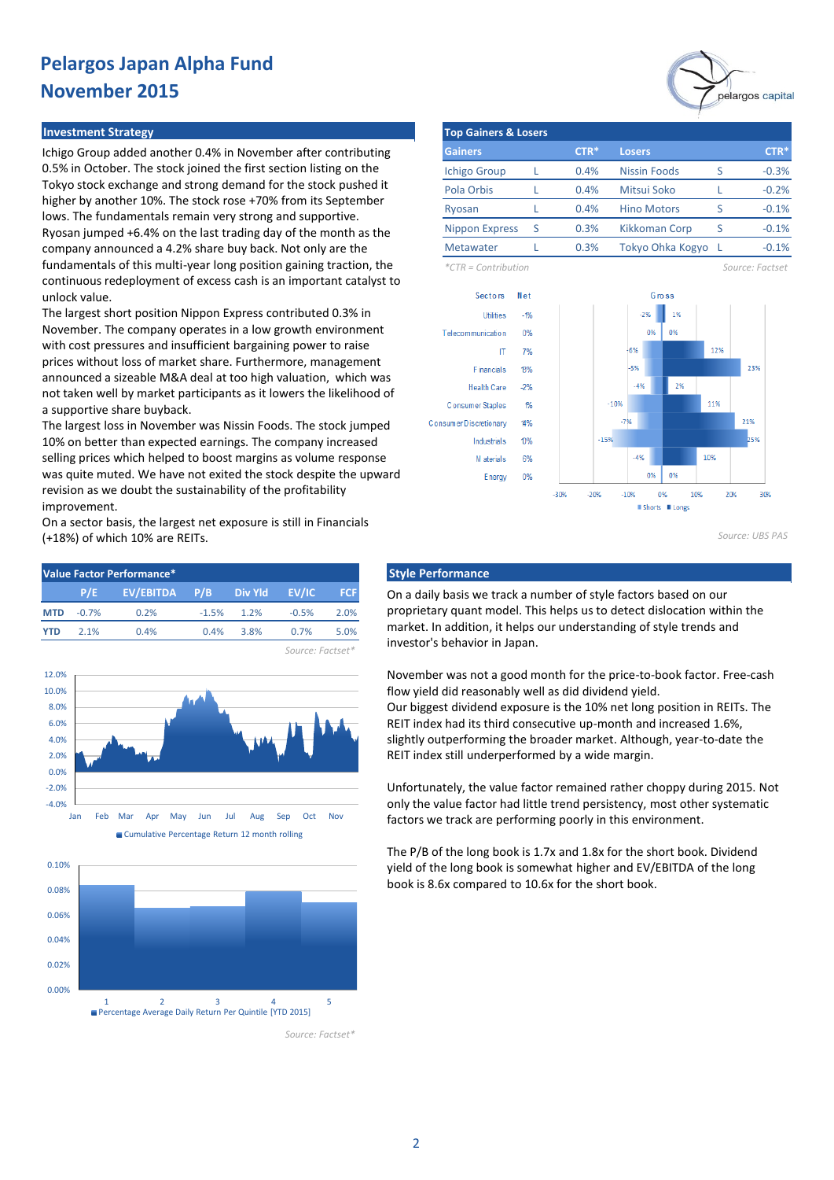# Pelargos Japan Alpha Fund
# November 2015

## Investment Strategy

Ichigo Group added another 0.4% in November after contributing 0.5% in October. The stock joined the first section listing on the Tokyo stock exchange and strong demand for the stock pushed it higher by another 10%. The stock rose +70% from its September lows. The fundamentals remain very strong and supportive. Ryosan jumped +6.4% on the last trading day of the month as the company announced a 4.2% share buy back. Not only are the fundamentals of this multi-year long position gaining traction, the continuous redeployment of excess cash is an important catalyst to unlock value.

The largest short position Nippon Express contributed 0.3% in November. The company operates in a low growth environment with cost pressures and insufficient bargaining power to raise prices without loss of market share. Furthermore, management announced a sizeable M&A deal at too high valuation, which was not taken well by market participants as it lowers the likelihood of a supportive share buyback.

The largest loss in November was Nissin Foods. The stock jumped 10% on better than expected earnings. The company increased selling prices which helped to boost margins as volume response was quite muted. We have not exited the stock despite the upward revision as we doubt the sustainability of the profitability improvement.

On a sector basis, the largest net exposure is still in Financials (+18%) of which 10% are REITs.

## Top Gainers & Losers

| Gainers | | CTR* | Losers | | CTR* |
|---|---|---|---|---|---|
| Ichigo Group | L | 0.4% | Nissin Foods | S | -0.3% |
| Pola Orbis | L | 0.4% | Mitsui Soko | L | -0.2% |
| Ryosan | L | 0.4% | Hino Motors | S | -0.1% |
| Nippon Express | S | 0.3% | Kikkoman Corp | S | -0.1% |
| Metawater | L | 0.3% | Tokyo Ohka Kogyo | L | -0.1% |

*CTR = Contribution

Source: Factset

| Sectors | Net | Gross Shorts | Gross Longs |
|---|---|---|---|
| Utilities | -1% | -2% | 1% |
| Telecommunication | 0% | 0% | 0% |
| IT | 7% | -6% | 12% |
| Financials | 18% | -5% | 23% |
| Health Care | -2% | -4% | 2% |
| Consumer Staples | 1% | -10% | 11% |
| Consumer Discretionary | 14% | -7% | 21% |
| Industrials | 10% | -15% | 25% |
| Materials | 6% | -4% | 10% |
| Energy | 0% | 0% | 0% |

Source: UBS PAS

## Value Factor Performance*

| | P/E | EV/EBITDA | P/B | Div Yld | EV/IC | FCF |
|---|---|---|---|---|---|---|
| MTD | -0.7% | 0.2% | -1.5% | 1.2% | -0.5% | 2.0% |
| YTD | 2.1% | 0.4% | 0.4% | 3.8% | 0.7% | 5.0% |

Source: Factset*

Cumulative Percentage Return 12 month rolling

Percentage Average Daily Return Per Quintile [YTD 2015]

Source: Factset*

## Style Performance

On a daily basis we track a number of style factors based on our proprietary quant model. This helps us to detect dislocation within the market. In addition, it helps our understanding of style trends and investor's behavior in Japan.

November was not a good month for the price-to-book factor. Free-cash flow yield did reasonably well as did dividend yield.

Our biggest dividend exposure is the 10% net long position in REITs. The REIT index had its third consecutive up-month and increased 1.6%, slightly outperforming the broader market. Although, year-to-date the REIT index still underperformed by a wide margin.

Unfortunately, the value factor remained rather choppy during 2015. Not only the value factor had little trend persistency, most other systematic factors we track are performing poorly in this environment.

The P/B of the long book is 1.7x and 1.8x for the short book. Dividend yield of the long book is somewhat higher and EV/EBITDA of the long book is 8.6x compared to 10.6x for the short book.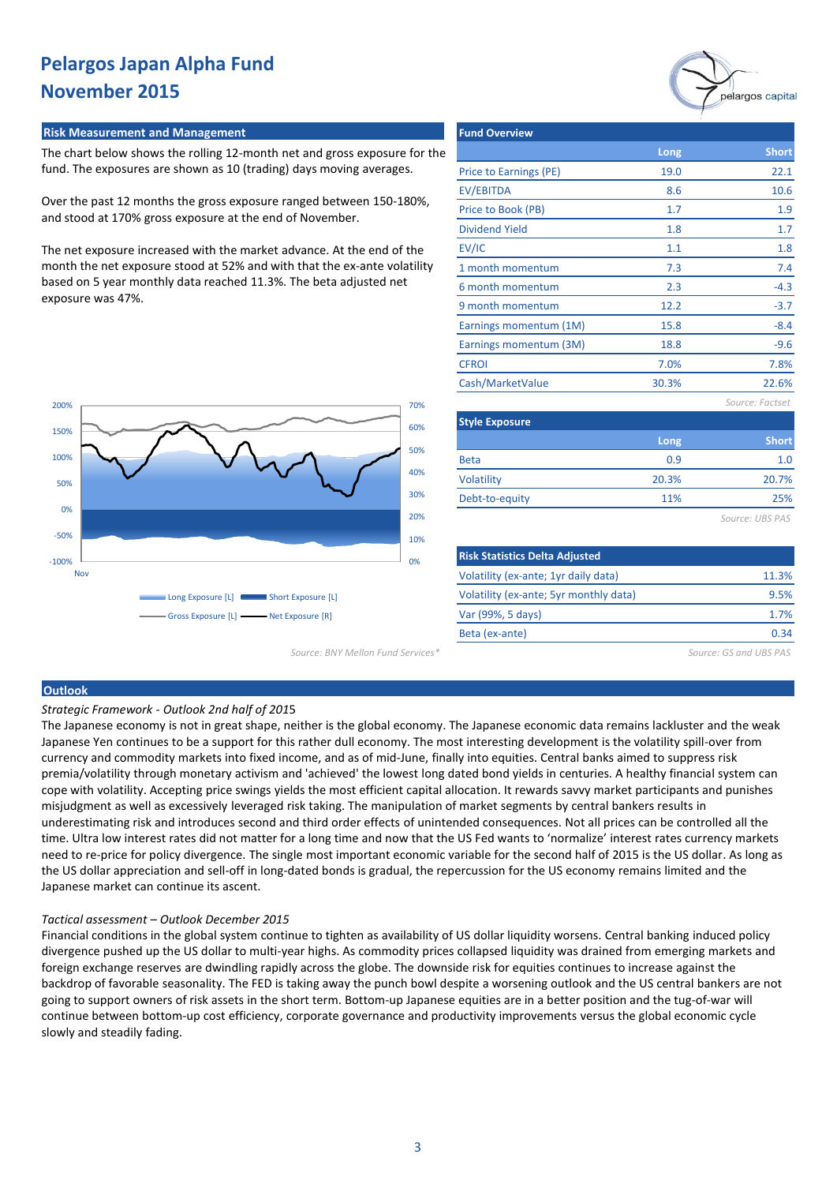# Pelargos Japan Alpha Fund
# November 2015

## Risk Measurement and Management

The chart below shows the rolling 12-month net and gross exposure for the fund. The exposures are shown as 10 (trading) days moving averages.

Over the past 12 months the gross exposure ranged between 150-180%, and stood at 170% gross exposure at the end of November.

The net exposure increased with the market advance. At the end of the month the net exposure stood at 52% and with that the ex-ante volatility based on 5 year monthly data reached 11.3%. The beta adjusted net exposure was 47%.

Long Exposure [L] | Short Exposure [L] | Gross Exposure [L] | Net Exposure [R]

*Source: BNY Mellon Fund Services\**

## Fund Overview

| | Long | Short |
|---|---|---|
| Price to Earnings (PE) | 19.0 | 22.1 |
| EV/EBITDA | 8.6 | 10.6 |
| Price to Book (PB) | 1.7 | 1.9 |
| Dividend Yield | 1.8 | 1.7 |
| EV/IC | 1.1 | 1.8 |
| 1 month momentum | 7.3 | 7.4 |
| 6 month momentum | 2.3 | -4.3 |
| 9 month momentum | 12.2 | -3.7 |
| Earnings momentum (1M) | 15.8 | -8.4 |
| Earnings momentum (3M) | 18.8 | -9.6 |
| CFROI | 7.0% | 7.8% |
| Cash/MarketValue | 30.3% | 22.6% |

*Source: Factset*

## Style Exposure

| | Long | Short |
|---|---|---|
| Beta | 0.9 | 1.0 |
| Volatility | 20.3% | 20.7% |
| Debt-to-equity | 11% | 25% |

*Source: UBS PAS*

## Risk Statistics Delta Adjusted

| | |
|---|---|
| Volatility (ex-ante; 1yr daily data) | 11.3% |
| Volatility (ex-ante; 5yr monthly data) | 9.5% |
| Var (99%, 5 days) | 1.7% |
| Beta (ex-ante) | 0.34 |

*Source: GS and UBS PAS*

## Outlook

*Strategic Framework - Outlook 2nd half of 2015*

The Japanese economy is not in great shape, neither is the global economy. The Japanese economic data remains lackluster and the weak Japanese Yen continues to be a support for this rather dull economy. The most interesting development is the volatility spill-over from currency and commodity markets into fixed income, and as of mid-June, finally into equities. Central banks aimed to suppress risk premia/volatility through monetary activism and 'achieved' the lowest long dated bond yields in centuries. A healthy financial system can cope with volatility. Accepting price swings yields the most efficient capital allocation. It rewards savvy market participants and punishes misjudgment as well as excessively leveraged risk taking. The manipulation of market segments by central bankers results in underestimating risk and introduces second and third order effects of unintended consequences. Not all prices can be controlled all the time. Ultra low interest rates did not matter for a long time and now that the US Fed wants to 'normalize' interest rates currency markets need to re-price for policy divergence. The single most important economic variable for the second half of 2015 is the US dollar. As long as the US dollar appreciation and sell-off in long-dated bonds is gradual, the repercussion for the US economy remains limited and the Japanese market can continue its ascent.

*Tactical assessment – Outlook December 2015*

Financial conditions in the global system continue to tighten as availability of US dollar liquidity worsens. Central banking induced policy divergence pushed up the US dollar to multi-year highs. As commodity prices collapsed liquidity was drained from emerging markets and foreign exchange reserves are dwindling rapidly across the globe. The downside risk for equities continues to increase against the backdrop of favorable seasonality. The FED is taking away the punch bowl despite a worsening outlook and the US central bankers are not going to support owners of risk assets in the short term. Bottom-up Japanese equities are in a better position and the tug-of-war will continue between bottom-up cost efficiency, corporate governance and productivity improvements versus the global economic cycle slowly and steadily fading.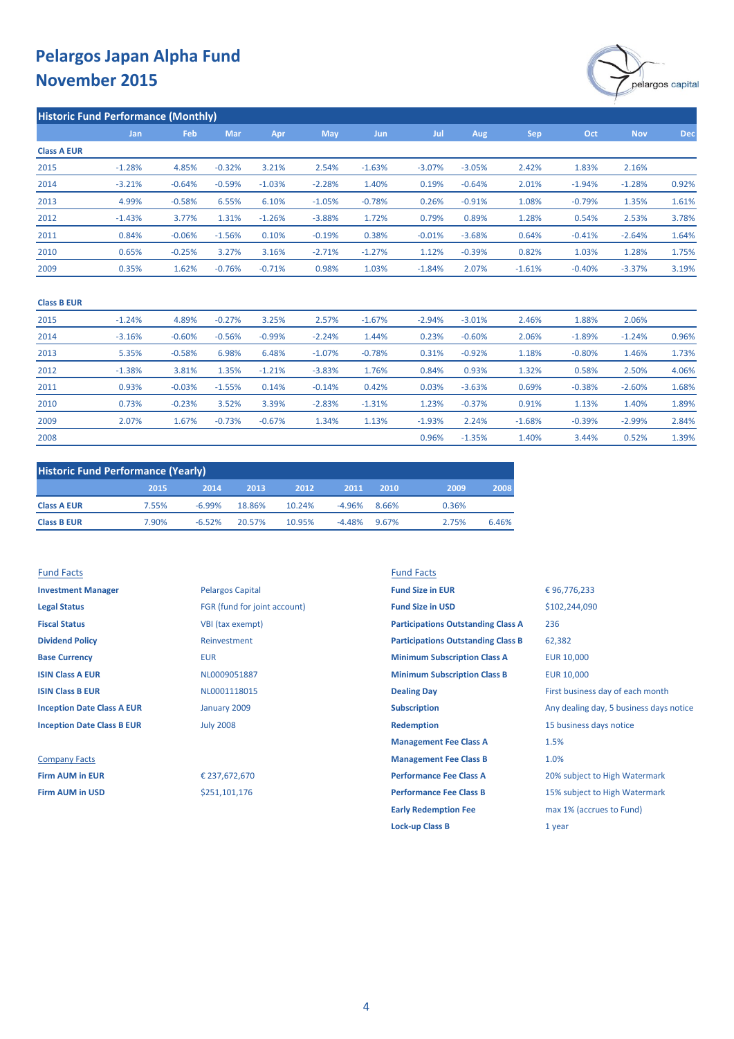# Pelargos Japan Alpha Fund
# November 2015

## Historic Fund Performance (Monthly)

| | Jan | Feb | Mar | Apr | May | Jun | Jul | Aug | Sep | Oct | Nov | Dec |
|---|---|---|---|---|---|---|---|---|---|---|---|---|
| **Class A EUR** | | | | | | | | | | | | |
| 2015 | -1.28% | 4.85% | -0.32% | 3.21% | 2.54% | -1.63% | -3.07% | -3.05% | 2.42% | 1.83% | 2.16% | |
| 2014 | -3.21% | -0.64% | -0.59% | -1.03% | -2.28% | 1.40% | 0.19% | -0.64% | 2.01% | -1.94% | -1.28% | 0.92% |
| 2013 | 4.99% | -0.58% | 6.55% | 6.10% | -1.05% | -0.78% | 0.26% | -0.91% | 1.08% | -0.79% | 1.35% | 1.61% |
| 2012 | -1.43% | 3.77% | 1.31% | -1.26% | -3.88% | 1.72% | 0.79% | 0.89% | 1.28% | 0.54% | 2.53% | 3.78% |
| 2011 | 0.84% | -0.06% | -1.56% | 0.10% | -0.19% | 0.38% | -0.01% | -3.68% | 0.64% | -0.41% | -2.64% | 1.64% |
| 2010 | 0.65% | -0.25% | 3.27% | 3.16% | -2.71% | -1.27% | 1.12% | -0.39% | 0.82% | 1.03% | 1.28% | 1.75% |
| 2009 | 0.35% | 1.62% | -0.76% | -0.71% | 0.98% | 1.03% | -1.84% | 2.07% | -1.61% | -0.40% | -3.37% | 3.19% |
| **Class B EUR** | | | | | | | | | | | | |
| 2015 | -1.24% | 4.89% | -0.27% | 3.25% | 2.57% | -1.67% | -2.94% | -3.01% | 2.46% | 1.88% | 2.06% | |
| 2014 | -3.16% | -0.60% | -0.56% | -0.99% | -2.24% | 1.44% | 0.23% | -0.60% | 2.06% | -1.89% | -1.24% | 0.96% |
| 2013 | 5.35% | -0.58% | 6.98% | 6.48% | -1.07% | -0.78% | 0.31% | -0.92% | 1.18% | -0.80% | 1.46% | 1.73% |
| 2012 | -1.38% | 3.81% | 1.35% | -1.21% | -3.83% | 1.76% | 0.84% | 0.93% | 1.32% | 0.58% | 2.50% | 4.06% |
| 2011 | 0.93% | -0.03% | -1.55% | 0.14% | -0.14% | 0.42% | 0.03% | -3.63% | 0.69% | -0.38% | -2.60% | 1.68% |
| 2010 | 0.73% | -0.23% | 3.52% | 3.39% | -2.83% | -1.31% | 1.23% | -0.37% | 0.91% | 1.13% | 1.40% | 1.89% |
| 2009 | 2.07% | 1.67% | -0.73% | -0.67% | 1.34% | 1.13% | -1.93% | 2.24% | -1.68% | -0.39% | -2.99% | 2.84% |
| 2008 | | | | | | | 0.96% | -1.35% | 1.40% | 3.44% | 0.52% | 1.39% |

## Historic Fund Performance (Yearly)

| | 2015 | 2014 | 2013 | 2012 | 2011 | 2010 | 2009 | 2008 |
|---|---|---|---|---|---|---|---|---|
| **Class A EUR** | 7.55% | -6.99% | 18.86% | 10.24% | -4.96% | 8.66% | 0.36% | |
| **Class B EUR** | 7.90% | -6.52% | 20.57% | 10.95% | -4.48% | 9.67% | 2.75% | 6.46% |

### Fund Facts

| | |
|---|---|
| **Investment Manager** | Pelargos Capital |
| **Legal Status** | FGR (fund for joint account) |
| **Fiscal Status** | VBI (tax exempt) |
| **Dividend Policy** | Reinvestment |
| **Base Currency** | EUR |
| **ISIN Class A EUR** | NL0009051887 |
| **ISIN Class B EUR** | NL0001118015 |
| **Inception Date Class A EUR** | January 2009 |
| **Inception Date Class B EUR** | July 2008 |

### Company Facts

| | |
|---|---|
| **Firm AUM in EUR** | € 237,672,670 |
| **Firm AUM in USD** | $251,101,176 |

### Fund Facts

| | |
|---|---|
| **Fund Size in EUR** | € 96,776,233 |
| **Fund Size in USD** | $102,244,090 |
| **Participations Outstanding Class A** | 236 |
| **Participations Outstanding Class B** | 62,382 |
| **Minimum Subscription Class A** | EUR 10,000 |
| **Minimum Subscription Class B** | EUR 10,000 |
| **Dealing Day** | First business day of each month |
| **Subscription** | Any dealing day, 5 business days notice |
| **Redemption** | 15 business days notice |
| **Management Fee Class A** | 1.5% |
| **Management Fee Class B** | 1.0% |
| **Performance Fee Class A** | 20% subject to High Watermark |
| **Performance Fee Class B** | 15% subject to High Watermark |
| **Early Redemption Fee** | max 1% (accrues to Fund) |
| **Lock-up Class B** | 1 year |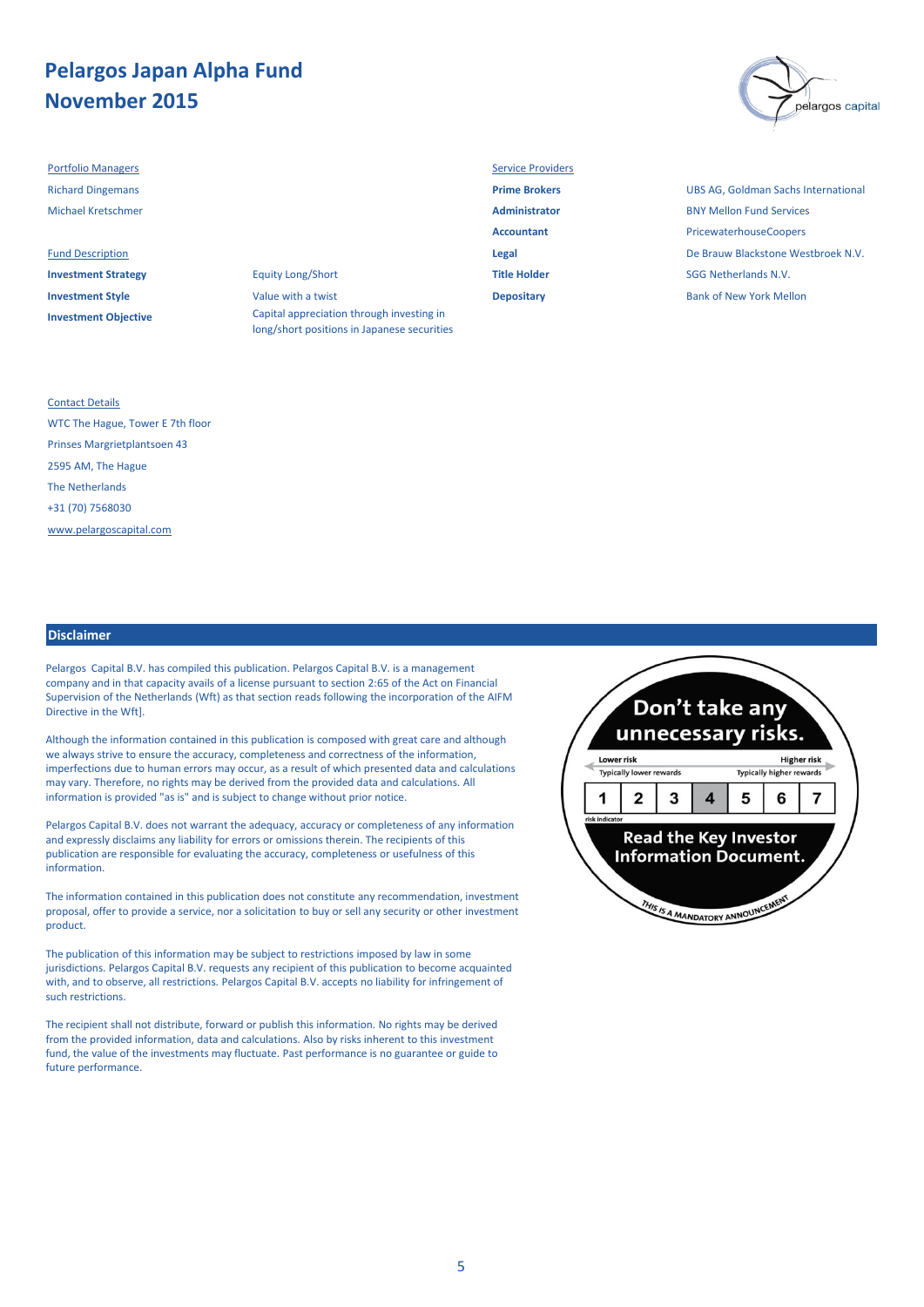# Pelargos Japan Alpha Fund
# November 2015

pelargos capital

Portfolio Managers

Richard Dingemans

Michael Kretschmer

Fund Description

| | |
|---|---|
| **Investment Strategy** | Equity Long/Short |
| **Investment Style** | Value with a twist |
| **Investment Objective** | Capital appreciation through investing in long/short positions in Japanese securities |

Service Providers

| | |
|---|---|
| **Prime Brokers** | UBS AG, Goldman Sachs International |
| **Administrator** | BNY Mellon Fund Services |
| **Accountant** | PricewaterhouseCoopers |
| **Legal** | De Brauw Blackstone Westbroek N.V. |
| **Title Holder** | SGG Netherlands N.V. |
| **Depositary** | Bank of New York Mellon |

Contact Details

WTC The Hague, Tower E 7th floor

Prinses Margrietplantsoen 43

2595 AM, The Hague

The Netherlands

+31 (70) 7568030

www.pelargoscapital.com

## Disclaimer

Pelargos Capital B.V. has compiled this publication. Pelargos Capital B.V. is a management company and in that capacity avails of a license pursuant to section 2:65 of the Act on Financial Supervision of the Netherlands (Wft) as that section reads following the incorporation of the AIFM Directive in the Wft].

Although the information contained in this publication is composed with great care and although we always strive to ensure the accuracy, completeness and correctness of the information, imperfections due to human errors may occur, as a result of which presented data and calculations may vary. Therefore, no rights may be derived from the provided data and calculations. All information is provided "as is" and is subject to change without prior notice.

Pelargos Capital B.V. does not warrant the adequacy, accuracy or completeness of any information and expressly disclaims any liability for errors or omissions therein. The recipients of this publication are responsible for evaluating the accuracy, completeness or usefulness of this information.

The information contained in this publication does not constitute any recommendation, investment proposal, offer to provide a service, nor a solicitation to buy or sell any security or other investment product.

The publication of this information may be subject to restrictions imposed by law in some jurisdictions. Pelargos Capital B.V. requests any recipient of this publication to become acquainted with, and to observe, all restrictions. Pelargos Capital B.V. accepts no liability for infringement of such restrictions.

The recipient shall not distribute, forward or publish this information. No rights may be derived from the provided information, data and calculations. Also by risks inherent to this investment fund, the value of the investments may fluctuate. Past performance is no guarantee or guide to future performance.

Don't take any unnecessary risks.

Lower risk — Higher risk

Typically lower rewards — Typically higher rewards

1 2 3 4 5 6 7

risk indicator

Read the Key Investor Information Document.

THIS IS A MANDATORY ANNOUNCEMENT